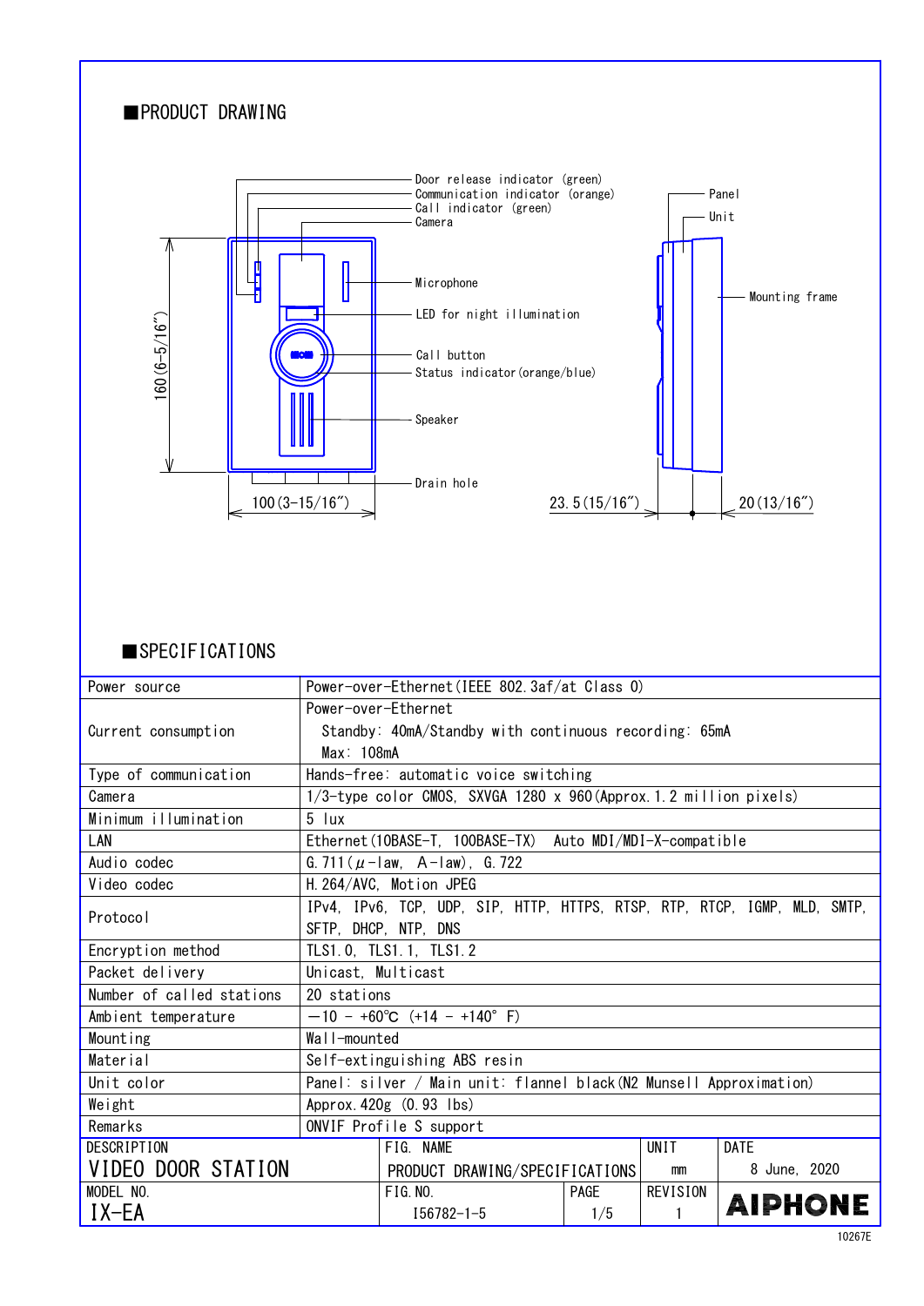## ■PRODUCT DRAWING

Door release indicator (green)
Communication indicator (orange)
Call indicator (green)
Camera
Microphone
LED for night illumination
Call button
Status indicator(orange/blue)
Speaker
Drain hole
Panel
Unit
Mounting frame

160(6-5/16")
100(3-15/16")
23.5(15/16")
20(13/16")

## ■SPECIFICATIONS

| | |
|---|---|
| Power source | Power-over-Ethernet(IEEE 802.3af/at Class 0) |
| Current consumption | Power-over-Ethernet<br>Standby: 40mA/Standby with continuous recording: 65mA<br>Max: 108mA |
| Type of communication | Hands-free: automatic voice switching |
| Camera | 1/3-type color CMOS, SXVGA 1280 x 960(Approx.1.2 million pixels) |
| Minimum illumination | 5 lux |
| LAN | Ethernet(10BASE-T, 100BASE-TX) Auto MDI/MDI-X-compatible |
| Audio codec | G.711(μ-law, A-law), G.722 |
| Video codec | H.264/AVC, Motion JPEG |
| Protocol | IPv4, IPv6, TCP, UDP, SIP, HTTP, HTTPS, RTSP, RTP, RTCP, IGMP, MLD, SMTP, SFTP, DHCP, NTP, DNS |
| Encryption method | TLS1.0, TLS1.1, TLS1.2 |
| Packet delivery | Unicast, Multicast |
| Number of called stations | 20 stations |
| Ambient temperature | −10 - +60℃ (+14 - +140° F) |
| Mounting | Wall-mounted |
| Material | Self-extinguishing ABS resin |
| Unit color | Panel: silver / Main unit: flannel black(N2 Munsell Approximation) |
| Weight | Approx.420g (0.93 lbs) |
| Remarks | ONVIF Profile S support |

| DESCRIPTION | FIG. NAME | | UNIT | DATE |
|---|---|---|---|---|
| VIDEO DOOR STATION | PRODUCT DRAWING/SPECIFICATIONS | | mm | 8 June, 2020 |
| MODEL NO. | FIG.NO. | PAGE | REVISION | AIPHONE |
| IX-EA | I56782-1-5 | 1/5 | 1 | |

10267E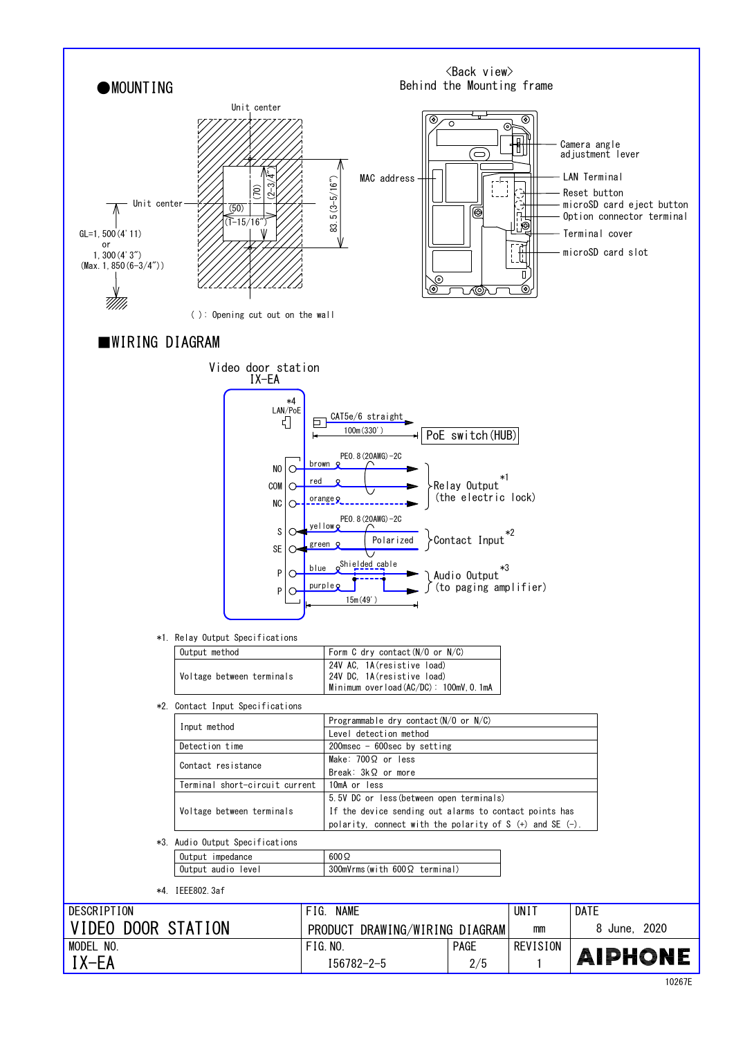## ●MOUNTING

Unit center

Unit center

GL=1,500(4' 11)
or
1,300(4' 3")
(Max.1,850(6-3/4"))

(70) (2-3/4")

(50) (1-15/16")

83.5(3-5/16")

( ): Opening cut out on the wall

<Back view>
Behind the Mounting frame

MAC address

Camera angle adjustment lever

LAN Terminal

Reset button

microSD card eject button

Option connector terminal

Terminal cover

microSD card slot

## ■WIRING DIAGRAM

Video door station
IX-EA

*4 LAN/PoE

CAT5e/6 straight

100m(330')

PoE switch(HUB)

PE0.8(20AWG)-2C

NO — brown
COM — red
NC — orange

Relay Output*1
(the electric lock)

PE0.8(20AWG)-2C

S — yellow
SE — green

Polarized

Contact Input*2

P — blue
P — purple

Shielded cable

Audio Output*3
(to paging amplifier)

15m(49')

*1. Relay Output Specifications

| Output method | Form C dry contact(N/O or N/C) |
|---|---|
| Voltage between terminals | 24V AC, 1A(resistive load)<br>24V DC, 1A(resistive load)<br>Minimum overload(AC/DC): 100mV,0.1mA |

*2. Contact Input Specifications

| Input method | Programmable dry contact(N/O or N/C)<br>Level detection method |
|---|---|
| Detection time | 200msec - 600sec by setting |
| Contact resistance | Make: 700Ω or less<br>Break: 3kΩ or more |
| Terminal short-circuit current | 10mA or less |
| Voltage between terminals | 5.5V DC or less(between open terminals)<br>If the device sending out alarms to contact points has polarity, connect with the polarity of S (+) and SE (-). |

*3. Audio Output Specifications

| Output impedance | 600Ω |
|---|---|
| Output audio level | 300mVrms(with 600Ω terminal) |

*4. IEEE802.3af

| DESCRIPTION | FIG. NAME | | UNIT | DATE |
|---|---|---|---|---|
| VIDEO DOOR STATION | PRODUCT DRAWING/WIRING DIAGRAM | | mm | 8 June, 2020 |
| MODEL NO. | FIG.NO. | PAGE | REVISION | AIPHONE |
| IX-EA | I56782-2-5 | 2/5 | 1 | |

10267E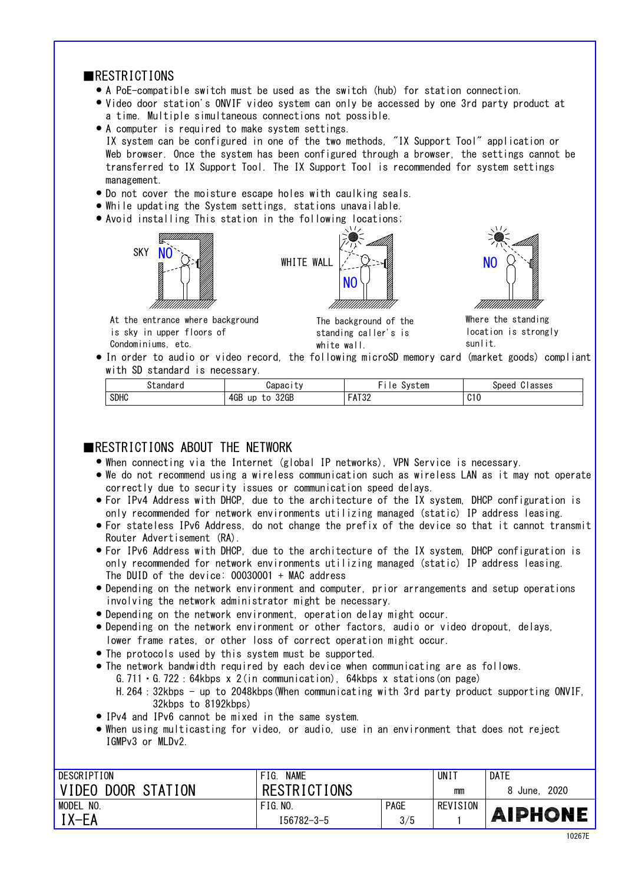## ■RESTRICTIONS

- A PoE-compatible switch must be used as the switch (hub) for station connection.
- Video door station's ONVIF video system can only be accessed by one 3rd party product at a time. Multiple simultaneous connections not possible.
- A computer is required to make system settings.
  IX system can be configured in one of the two methods, "IX Support Tool" application or Web browser. Once the system has been configured through a browser, the settings cannot be transferred to IX Support Tool. The IX Support Tool is recommended for system settings management.
- Do not cover the moisture escape holes with caulking seals.
- While updating the System settings, stations unavailable.
- Avoid installing This station in the following locations;

SKY NO

At the entrance where background is sky in upper floors of Condominiums, etc.

WHITE WALL NO

The background of the standing caller's is white wall.

NO

Where the standing location is strongly sunlit.

- In order to audio or video record, the following microSD memory card (market goods) compliant with SD standard is necessary.

| Standard | Capacity | File System | Speed Classes |
|---|---|---|---|
| SDHC | 4GB up to 32GB | FAT32 | C10 |

## ■RESTRICTIONS ABOUT THE NETWORK

- When connecting via the Internet (global IP networks), VPN Service is necessary.
- We do not recommend using a wireless communication such as wireless LAN as it may not operate correctly due to security issues or communication speed delays.
- For IPv4 Address with DHCP, due to the architecture of the IX system, DHCP configuration is only recommended for network environments utilizing managed (static) IP address leasing.
- For stateless IPv6 Address, do not change the prefix of the device so that it cannot transmit Router Advertisement (RA).
- For IPv6 Address with DHCP, due to the architecture of the IX system, DHCP configuration is only recommended for network environments utilizing managed (static) IP address leasing.
  The DUID of the device: 00030001 + MAC address
- Depending on the network environment and computer, prior arrangements and setup operations involving the network administrator might be necessary.
- Depending on the network environment, operation delay might occur.
- Depending on the network environment or other factors, audio or video dropout, delays, lower frame rates, or other loss of correct operation might occur.
- The protocols used by this system must be supported.
- The network bandwidth required by each device when communicating are as follows.
  G.711・G.722 : 64kbps x 2(in communication), 64kbps x stations(on page)
  H.264 : 32kbps - up to 2048kbps(When communicating with 3rd party product supporting ONVIF, 32kbps to 8192kbps)
- IPv4 and IPv6 cannot be mixed in the same system.
- When using multicasting for video, or audio, use in an environment that does not reject IGMPv3 or MLDv2.

| DESCRIPTION | FIG. NAME | | UNIT | DATE |
|---|---|---|---|---|
| VIDEO DOOR STATION | RESTRICTIONS | | mm | 8 June, 2020 |
| MODEL NO. | FIG.NO. | PAGE | REVISION | AIPHONE |
| IX-EA | I56782-3-5 | 3/5 | 1 | |

10267E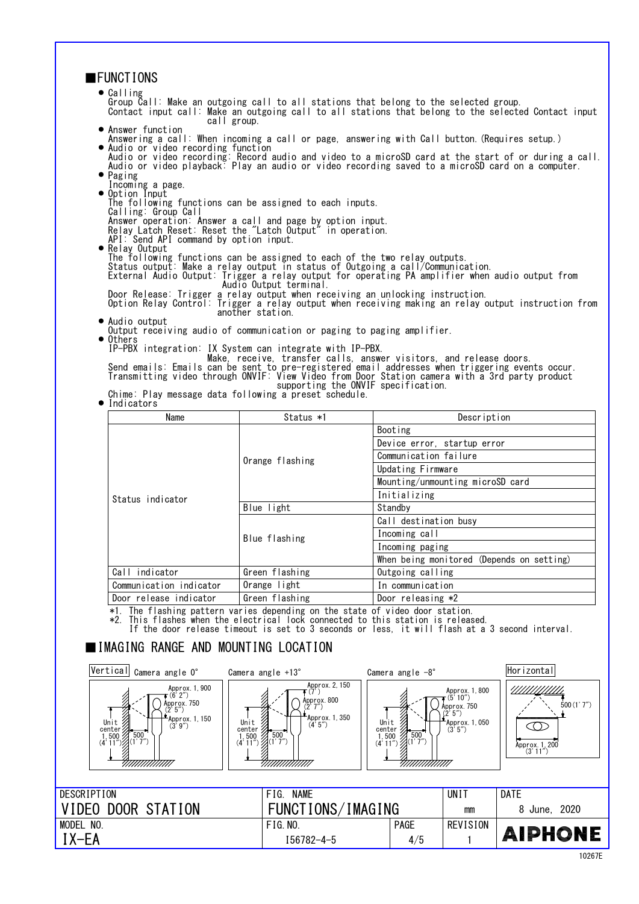## FUNCTIONS

- Calling
  Group Call: Make an outgoing call to all stations that belong to the selected group.
  Contact input call: Make an outgoing call to all stations that belong to the selected Contact input call group.
- Answer function
  Answering a call: When incoming a call or page, answering with Call button.(Requires setup.)
- Audio or video recording function
  Audio or video recording: Record audio and video to a microSD card at the start of or during a call.
  Audio or video playback: Play an audio or video recording saved to a microSD card on a computer.
- Paging
  Incoming a page.
- Option Input
  The following functions can be assigned to each inputs.
  Calling: Group Call
  Answer operation: Answer a call and page by option input.
  Relay Latch Reset: Reset the "Latch Output" in operation.
  API: Send API command by option input.
- Relay Output
  The following functions can be assigned to each of the two relay outputs.
  Status output: Make a relay output in status of Outgoing a call/Communication.
  External Audio Output: Trigger a relay output for operating PA amplifier when audio output from Audio Output terminal.
  Door Release: Trigger a relay output when receiving an unlocking instruction.
  Option Relay Control: Trigger a relay output when receiving making an relay output instruction from another station.
- Audio output
  Output receiving audio of communication or paging to paging amplifier.
- Others
  IP-PBX integration: IX System can integrate with IP-PBX.
  Make, receive, transfer calls, answer visitors, and release doors.
  Send emails: Emails can be sent to pre-registered email addresses when triggering events occur.
  Transmitting video through ONVIF: View Video from Door Station camera with a 3rd party product supporting the ONVIF specification.
  Chime: Play message data following a preset schedule.
- Indicators

| Name | Status *1 | Description |
|---|---|---|
| Status indicator | Orange flashing | Booting |
| | | Device error, startup error |
| | | Communication failure |
| | | Updating Firmware |
| | | Mounting/unmounting microSD card |
| | | Initializing |
| | Blue light | Standby |
| | Blue flashing | Call destination busy |
| | | Incoming call |
| | | Incoming paging |
| | | When being monitored (Depends on setting) |
| Call indicator | Green flashing | Outgoing calling |
| Communication indicator | Orange light | In communication |
| Door release indicator | Green flashing | Door releasing *2 |

*1. The flashing pattern varies depending on the state of video door station.
*2. This flashes when the electrical lock connected to this station is released.
If the door release timeout is set to 3 seconds or less, it will flash at a 3 second interval.

## IMAGING RANGE AND MOUNTING LOCATION

Vertical

Camera angle 0°: Approx. 1,900 (6'2"), Approx. 750 (2'5"), Approx. 1,150 (3'9"), Unit center 1,500 (4'11"), 500 (1'7")

Camera angle +13°: Approx. 2,150 (7'), Approx. 800 (2'7"), Approx. 1,350 (4'5"), Unit center 1,500 (4'11"), 500 (1'7")

Camera angle -8°: Approx. 1,800 (5'10"), Approx. 750 (2'5"), Approx. 1,050 (3'5"), Unit center 1,500 (4'11"), 500 (1'7")

Horizontal: 500 (1'7"), Approx. 1,200 (3'11")

| DESCRIPTION | FIG. NAME | | UNIT | DATE |
|---|---|---|---|---|
| VIDEO DOOR STATION | FUNCTIONS/IMAGING | | mm | 8 June, 2020 |
| MODEL NO. | FIG. NO. | PAGE | REVISION | AIPHONE |
| IX-EA | I56782-4-5 | 4/5 | 1 | |

10267E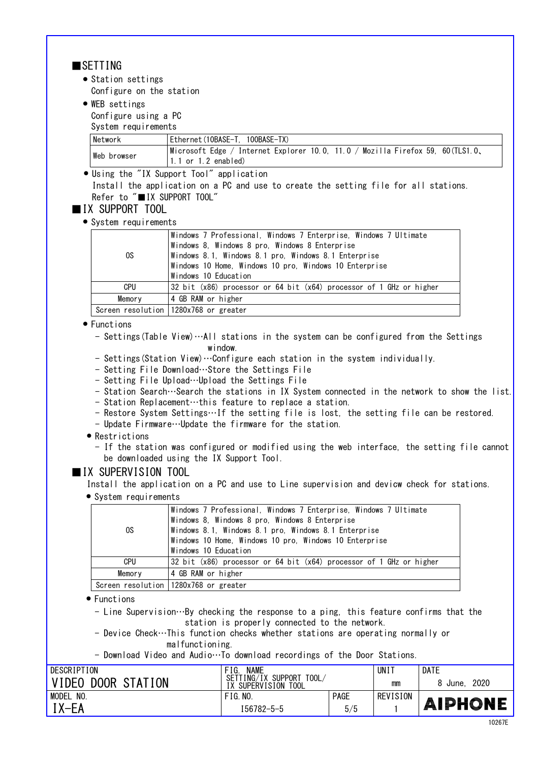## ■SETTING

- Station settings
  Configure on the station
- WEB settings
  Configure using a PC
  System requirements

| | |
|---|---|
| Network | Ethernet(10BASE-T, 100BASE-TX) |
| Web browser | Microsoft Edge / Internet Explorer 10.0, 11.0 / Mozilla Firefox 59, 60(TLS1.0、1.1 or 1.2 enabled) |

- Using the "IX Support Tool" application
  Install the application on a PC and use to create the setting file for all stations.
  Refer to "■IX SUPPORT TOOL"

## ■IX SUPPORT TOOL

- System requirements

| | |
|---|---|
| OS | Windows 7 Professional, Windows 7 Enterprise, Windows 7 Ultimate<br>Windows 8, Windows 8 pro, Windows 8 Enterprise<br>Windows 8.1, Windows 8.1 pro, Windows 8.1 Enterprise<br>Windows 10 Home, Windows 10 pro, Windows 10 Enterprise<br>Windows 10 Education |
| CPU | 32 bit (x86) processor or 64 bit (x64) processor of 1 GHz or higher |
| Memory | 4 GB RAM or higher |
| Screen resolution | 1280x768 or greater |

- Functions
  - Settings(Table View)…All stations in the system can be configured from the Settings window.
  - Settings(Station View)…Configure each station in the system individually.
  - Setting File Download…Store the Settings File
  - Setting File Upload…Upload the Settings File
  - Station Search…Search the stations in IX System connected in the network to show the list.
  - Station Replacement…this feature to replace a station.
  - Restore System Settings…If the setting file is lost, the setting file can be restored.
  - Update Firmware…Update the firmware for the station.
- Restrictions
  - If the station was configured or modified using the web interface, the setting file cannot be downloaded using the IX Support Tool.

## ■IX SUPERVISION TOOL

Install the application on a PC and use to Line supervision and devicw check for stations.

- System requirements

| | |
|---|---|
| OS | Windows 7 Professional, Windows 7 Enterprise, Windows 7 Ultimate<br>Windows 8, Windows 8 pro, Windows 8 Enterprise<br>Windows 8.1, Windows 8.1 pro, Windows 8.1 Enterprise<br>Windows 10 Home, Windows 10 pro, Windows 10 Enterprise<br>Windows 10 Education |
| CPU | 32 bit (x86) processor or 64 bit (x64) processor of 1 GHz or higher |
| Memory | 4 GB RAM or higher |
| Screen resolution | 1280x768 or greater |

- Functions
  - Line Supervision…By checking the response to a ping, this feature confirms that the station is properly connected to the network.
  - Device Check…This function checks whether stations are operating normally or malfunctioning.
  - Download Video and Audio…To download recordings of the Door Stations.

| | | | | |
|---|---|---|---|---|
| DESCRIPTION<br>VIDEO DOOR STATION | FIG. NAME<br>SETTING/IX SUPPORT TOOL/<br>IX SUPERVISION TOOL | | UNIT<br>mm | DATE<br>8 June, 2020 |
| MODEL NO.<br>IX-EA | FIG.NO.<br>I56782-5-5 | PAGE<br>5/5 | REVISION<br>1 | AIPHONE |

10267E